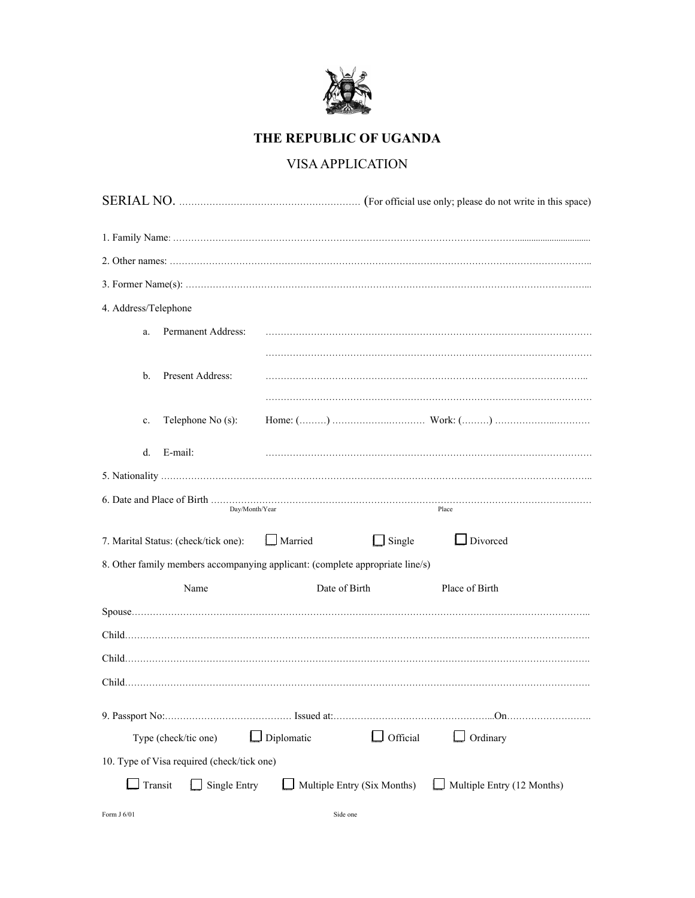# THE REPUBLIC OF UGANDA

## VISA APPLICATION

SERIAL NO. ……………………………………………… (For official use only; please do not write in this space)

1. Family Name: ……………………………………………………………………………………………………………

2. Other names: ……………………………………………………………………………………………………………

3. Former Name(s): ………………………………………………………………………………………………………

4. Address/Telephone

   a. Permanent Address: ……………………………………………………………………………………………
   
   ……………………………………………………………………………………………

   b. Present Address: ……………………………………………………………………………………………
   
   ……………………………………………………………………………………………

   c. Telephone No (s): Home: (………) ………………………… Work: (………) ……………………………

   d. E-mail: ……………………………………………………………………………………………

5. Nationality ……………………………………………………………………………………………………………

6. Date and Place of Birth ……………………………………………………………………………………………
   Day/Month/Year Place

7. Marital Status: (check/tick one): ☐ Married ☐ Single ☐ Divorced

8. Other family members accompanying applicant: (complete appropriate line/s)

| | Name | Date of Birth | Place of Birth |
|---|---|---|---|
| Spouse | | | |
| Child | | | |
| Child | | | |
| Child | | | |

9. Passport No:…………………………… Issued at:………………………………………On………………………

   Type (check/tic one) ☐ Diplomatic ☐ Official ☐ Ordinary

10. Type of Visa required (check/tick one)

    ☐ Transit ☐ Single Entry ☐ Multiple Entry (Six Months) ☐ Multiple Entry (12 Months)

Form J 6/01 Side one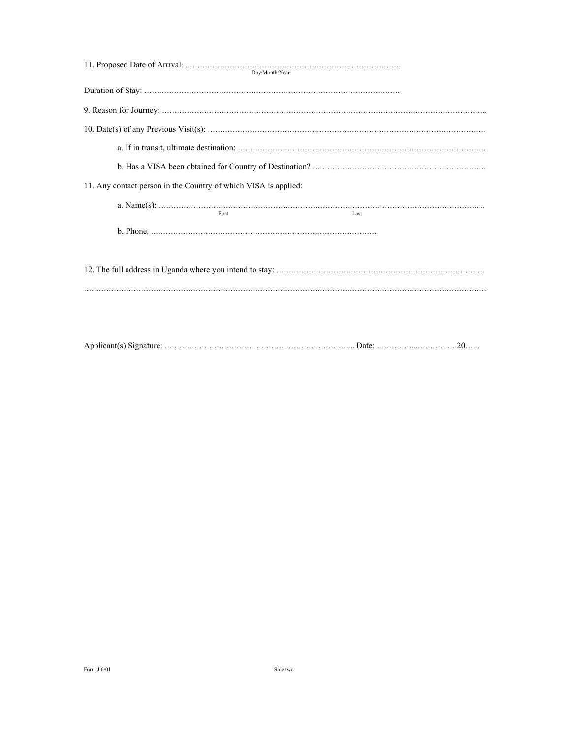11. Proposed Date of Arrival: ………………………………………………………………………………
Day/Month/Year

Duration of Stay: ………………………………………………………………………………………….

9. Reason for Journey: ………………………………………………………………………………………………………………..

10. Date(s) of any Previous Visit(s): ……………………………………………………………………………………………….

a. If in transit, ultimate destination: ……………………………………………………………………………………….

b. Has a VISA been obtained for Country of Destination? ……………………………………………………………….

11. Any contact person in the Country of which VISA is applied:

a. Name(s): ……………………………………………………………………………………………………………………...
First Last

b. Phone: ……………………………………………………………………………….

12. The full address in Uganda where you intend to stay: …………………………………………………………………………

……………………………………………………………………………………………………………………………………………

Applicant(s) Signature: ………………………………………………………………….. Date: ……………..…………….20……

Form J 6/01

Side two